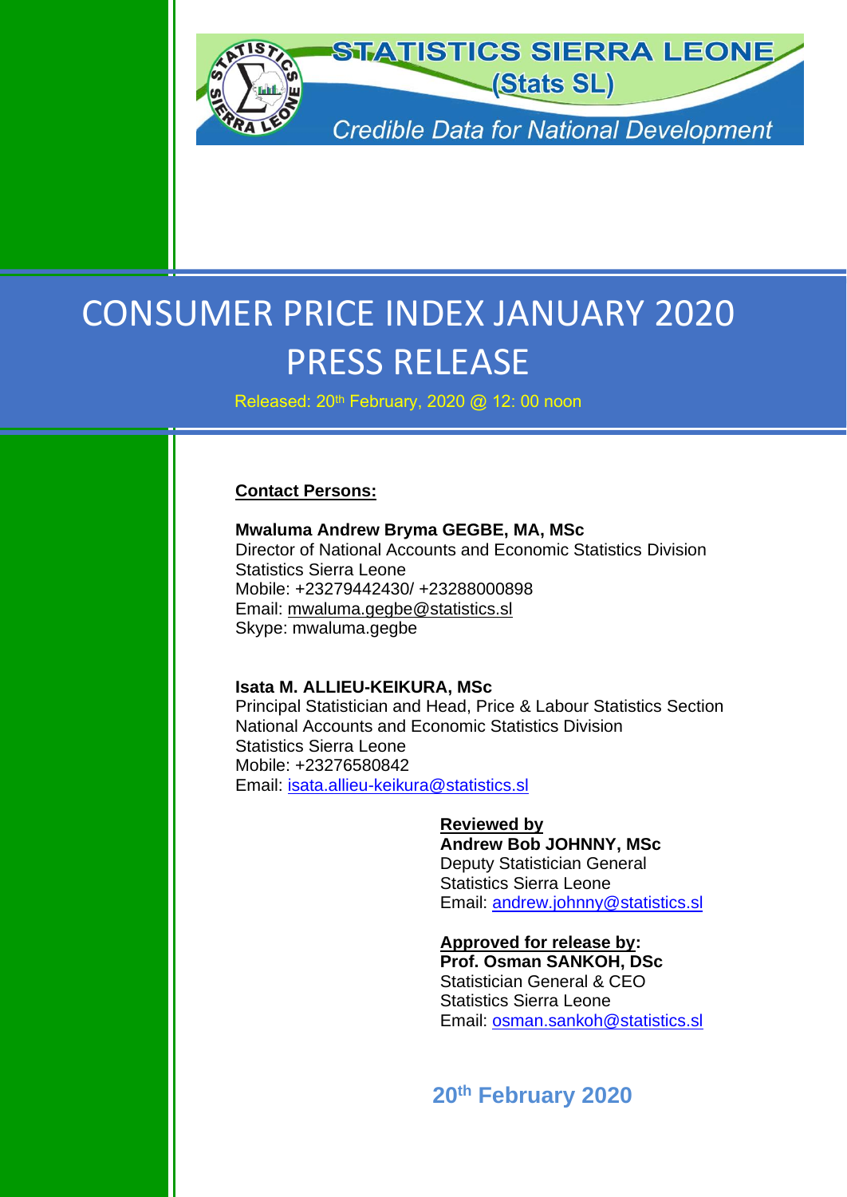STATISTICS SIERRA LEONE
(Stats SL)

*Credible Data for National Development*

# CONSUMER PRICE INDEX JANUARY 2020 PRESS RELEASE

Released: 20th February, 2020 @ 12: 00 noon

**Contact Persons:**

**Mwaluma Andrew Bryma GEGBE, MA, MSc**
Director of National Accounts and Economic Statistics Division
Statistics Sierra Leone
Mobile: +23279442430/ +23288000898
Email: mwaluma.gegbe@statistics.sl
Skype: mwaluma.gegbe

**Isata M. ALLIEU-KEIKURA, MSc**
Principal Statistician and Head, Price & Labour Statistics Section
National Accounts and Economic Statistics Division
Statistics Sierra Leone
Mobile: +23276580842
Email: isata.allieu-keikura@statistics.sl

**Reviewed by**
**Andrew Bob JOHNNY, MSc**
Deputy Statistician General
Statistics Sierra Leone
Email: andrew.johnny@statistics.sl

**Approved for release by:**
**Prof. Osman SANKOH, DSc**
Statistician General & CEO
Statistics Sierra Leone
Email: osman.sankoh@statistics.sl

**20th February 2020**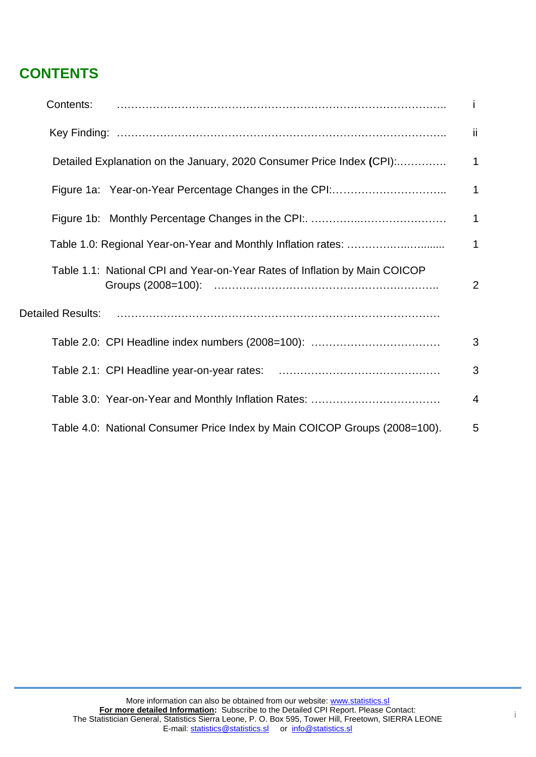# CONTENTS

| | |
|---|---|
| Contents: ……………………………………………………………………………….. | i |
| Key Finding: ……………………………………………………………………………….. | ii |
| Detailed Explanation on the January, 2020 Consumer Price Index **(**CPI):…………. | 1 |
| Figure 1a: Year-on-Year Percentage Changes in the CPI:………………………….. | 1 |
| Figure 1b: Monthly Percentage Changes in the CPI:. ……………..………………… | 1 |
| Table 1.0: Regional Year-on-Year and Monthly Inflation rates: ……………..…....... | 1 |
| Table 1.1: National CPI and Year-on-Year Rates of Inflation by Main COICOP Groups (2008=100): ……………………………………………….……….. | 2 |
| Detailed Results: …………………………………………………………………………… | |
| Table 2.0: CPI Headline index numbers (2008=100): ……………………………… | 3 |
| Table 2.1: CPI Headline year-on-year rates: ……………………………………… | 3 |
| Table 3.0: Year-on-Year and Monthly Inflation Rates: ……………………………… | 4 |
| Table 4.0: National Consumer Price Index by Main COICOP Groups (2008=100). | 5 |

More information can also be obtained from our website: www.statistics.sl
**For more detailed Information:** Subscribe to the Detailed CPI Report. Please Contact:
The Statistician General, Statistics Sierra Leone, P. O. Box 595, Tower Hill, Freetown, SIERRA LEONE
E-mail: statistics@statistics.sl or info@statistics.sl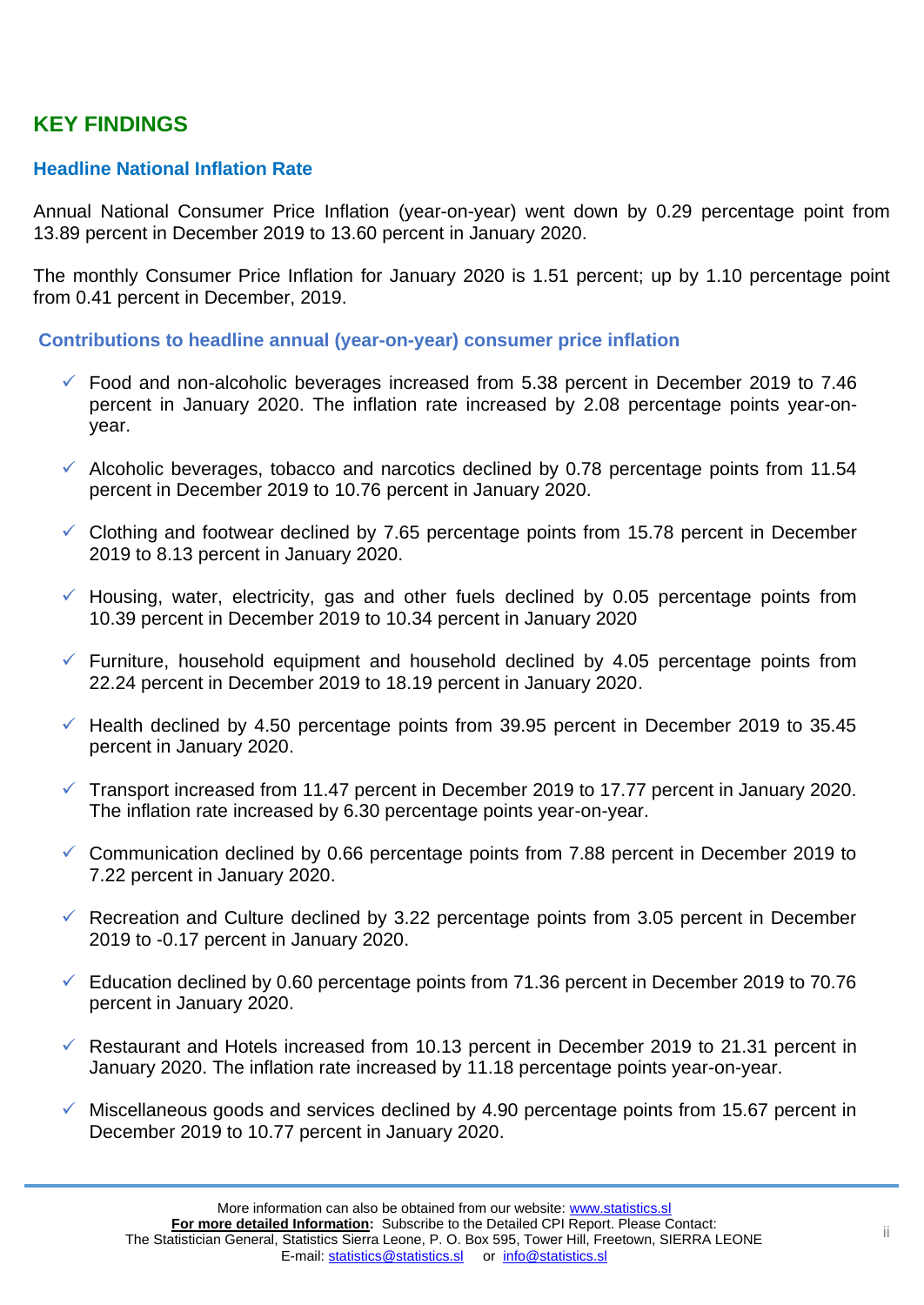## KEY FINDINGS

### Headline National Inflation Rate

Annual National Consumer Price Inflation (year-on-year) went down by 0.29 percentage point from 13.89 percent in December 2019 to 13.60 percent in January 2020.

The monthly Consumer Price Inflation for January 2020 is 1.51 percent; up by 1.10 percentage point from 0.41 percent in December, 2019.

### Contributions to headline annual (year-on-year) consumer price inflation

- ✓ Food and non-alcoholic beverages increased from 5.38 percent in December 2019 to 7.46 percent in January 2020. The inflation rate increased by 2.08 percentage points year-on-year.
- ✓ Alcoholic beverages, tobacco and narcotics declined by 0.78 percentage points from 11.54 percent in December 2019 to 10.76 percent in January 2020.
- ✓ Clothing and footwear declined by 7.65 percentage points from 15.78 percent in December 2019 to 8.13 percent in January 2020.
- ✓ Housing, water, electricity, gas and other fuels declined by 0.05 percentage points from 10.39 percent in December 2019 to 10.34 percent in January 2020
- ✓ Furniture, household equipment and household declined by 4.05 percentage points from 22.24 percent in December 2019 to 18.19 percent in January 2020.
- ✓ Health declined by 4.50 percentage points from 39.95 percent in December 2019 to 35.45 percent in January 2020.
- ✓ Transport increased from 11.47 percent in December 2019 to 17.77 percent in January 2020. The inflation rate increased by 6.30 percentage points year-on-year.
- ✓ Communication declined by 0.66 percentage points from 7.88 percent in December 2019 to 7.22 percent in January 2020.
- ✓ Recreation and Culture declined by 3.22 percentage points from 3.05 percent in December 2019 to -0.17 percent in January 2020.
- ✓ Education declined by 0.60 percentage points from 71.36 percent in December 2019 to 70.76 percent in January 2020.
- ✓ Restaurant and Hotels increased from 10.13 percent in December 2019 to 21.31 percent in January 2020. The inflation rate increased by 11.18 percentage points year-on-year.
- ✓ Miscellaneous goods and services declined by 4.90 percentage points from 15.67 percent in December 2019 to 10.77 percent in January 2020.

More information can also be obtained from our website: www.statistics.sl
**For more detailed Information:** Subscribe to the Detailed CPI Report. Please Contact:
The Statistician General, Statistics Sierra Leone, P. O. Box 595, Tower Hill, Freetown, SIERRA LEONE
E-mail: statistics@statistics.sl or info@statistics.sl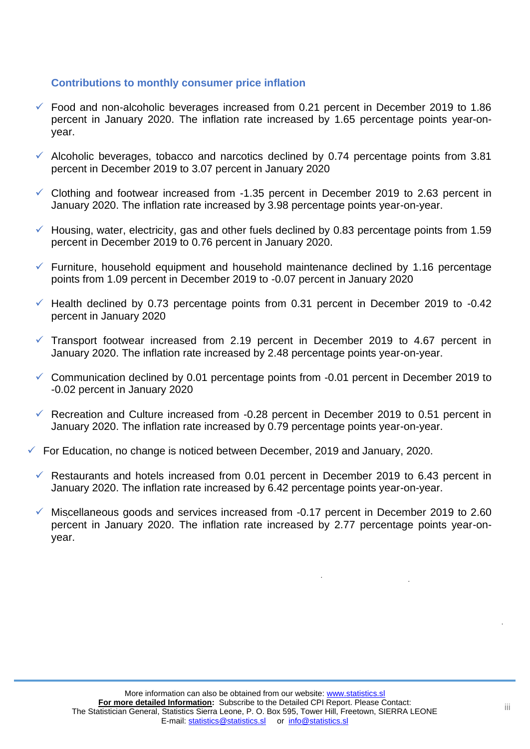### Contributions to monthly consumer price inflation

- Food and non-alcoholic beverages increased from 0.21 percent in December 2019 to 1.86 percent in January 2020. The inflation rate increased by 1.65 percentage points year-on-year.
- Alcoholic beverages, tobacco and narcotics declined by 0.74 percentage points from 3.81 percent in December 2019 to 3.07 percent in January 2020
- Clothing and footwear increased from -1.35 percent in December 2019 to 2.63 percent in January 2020. The inflation rate increased by 3.98 percentage points year-on-year.
- Housing, water, electricity, gas and other fuels declined by 0.83 percentage points from 1.59 percent in December 2019 to 0.76 percent in January 2020.
- Furniture, household equipment and household maintenance declined by 1.16 percentage points from 1.09 percent in December 2019 to -0.07 percent in January 2020
- Health declined by 0.73 percentage points from 0.31 percent in December 2019 to -0.42 percent in January 2020
- Transport footwear increased from 2.19 percent in December 2019 to 4.67 percent in January 2020. The inflation rate increased by 2.48 percentage points year-on-year.
- Communication declined by 0.01 percentage points from -0.01 percent in December 2019 to -0.02 percent in January 2020
- Recreation and Culture increased from -0.28 percent in December 2019 to 0.51 percent in January 2020. The inflation rate increased by 0.79 percentage points year-on-year.
- For Education, no change is noticed between December, 2019 and January, 2020.
- Restaurants and hotels increased from 0.01 percent in December 2019 to 6.43 percent in January 2020. The inflation rate increased by 6.42 percentage points year-on-year.
- Miscellaneous goods and services increased from -0.17 percent in December 2019 to 2.60 percent in January 2020. The inflation rate increased by 2.77 percentage points year-on-year.

More information can also be obtained from our website: www.statistics.sl
**For more detailed Information:** Subscribe to the Detailed CPI Report. Please Contact:
The Statistician General, Statistics Sierra Leone, P. O. Box 595, Tower Hill, Freetown, SIERRA LEONE
E-mail: statistics@statistics.sl or info@statistics.sl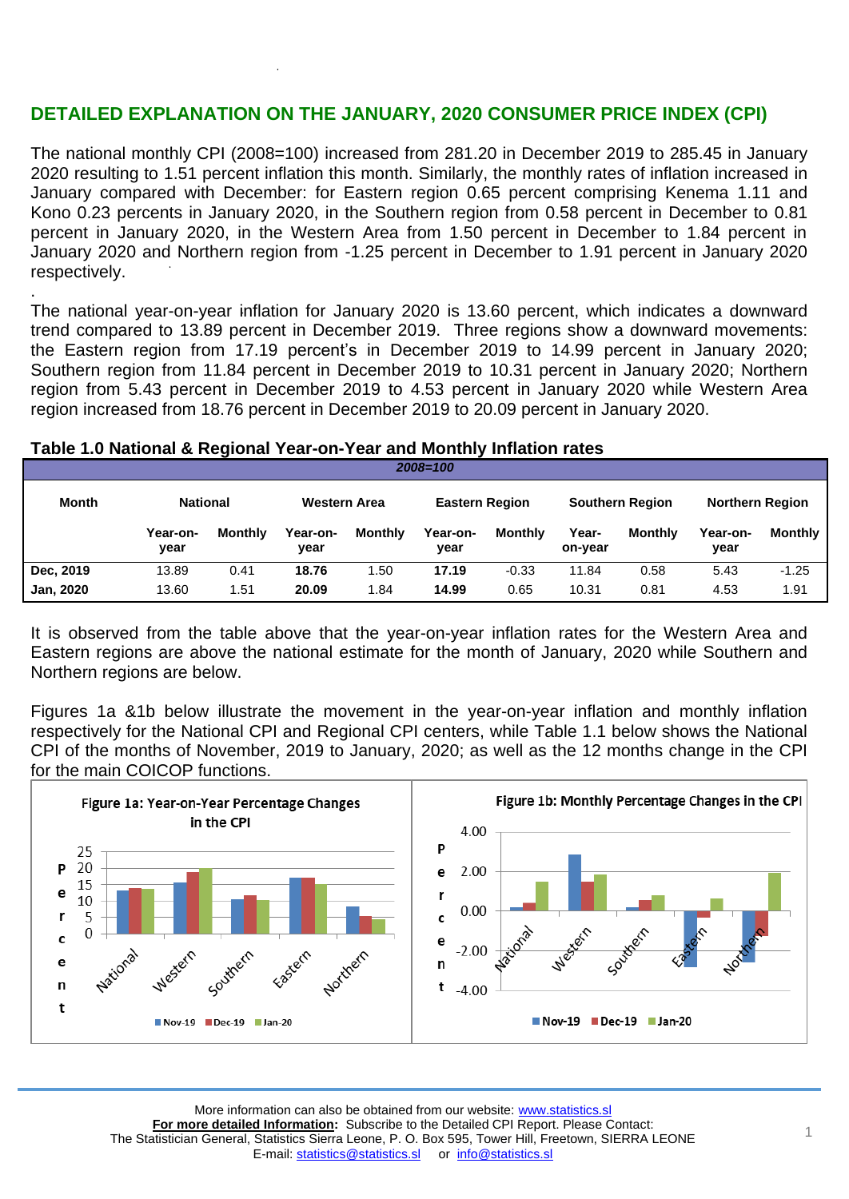## DETAILED EXPLANATION ON THE JANUARY, 2020 CONSUMER PRICE INDEX (CPI)

The national monthly CPI (2008=100) increased from 281.20 in December 2019 to 285.45 in January 2020 resulting to 1.51 percent inflation this month. Similarly, the monthly rates of inflation increased in January compared with December: for Eastern region 0.65 percent comprising Kenema 1.11 and Kono 0.23 percents in January 2020, in the Southern region from 0.58 percent in December to 0.81 percent in January 2020, in the Western Area from 1.50 percent in December to 1.84 percent in January 2020 and Northern region from -1.25 percent in December to 1.91 percent in January 2020 respectively.

The national year-on-year inflation for January 2020 is 13.60 percent, which indicates a downward trend compared to 13.89 percent in December 2019. Three regions show a downward movements: the Eastern region from 17.19 percent's in December 2019 to 14.99 percent in January 2020; Southern region from 11.84 percent in December 2019 to 10.31 percent in January 2020; Northern region from 5.43 percent in December 2019 to 4.53 percent in January 2020 while Western Area region increased from 18.76 percent in December 2019 to 20.09 percent in January 2020.

**Table 1.0 National & Regional Year-on-Year and Monthly Inflation rates**

*2008=100*

| Month | National | | Western Area | | Eastern Region | | Southern Region | | Northern Region | |
|---|---|---|---|---|---|---|---|---|---|---|
| | Year-on-year | Monthly | Year-on-year | Monthly | Year-on-year | Monthly | Year-on-year | Monthly | Year-on-year | Monthly |
| **Dec, 2019** | 13.89 | 0.41 | **18.76** | 1.50 | **17.19** | -0.33 | 11.84 | 0.58 | 5.43 | -1.25 |
| **Jan, 2020** | 13.60 | 1.51 | **20.09** | 1.84 | **14.99** | 0.65 | 10.31 | 0.81 | 4.53 | 1.91 |

It is observed from the table above that the year-on-year inflation rates for the Western Area and Eastern regions are above the national estimate for the month of January, 2020 while Southern and Northern regions are below.

Figures 1a &1b below illustrate the movement in the year-on-year inflation and monthly inflation respectively for the National CPI and Regional CPI centers, while Table 1.1 below shows the National CPI of the months of November, 2019 to January, 2020; as well as the 12 months change in the CPI for the main COICOP functions.

**Figure 1a: Year-on-Year Percentage Changes in the CPI**

**Figure 1b: Monthly Percentage Changes in the CPI**

More information can also be obtained from our website: www.statistics.sl
**For more detailed Information:** Subscribe to the Detailed CPI Report. Please Contact:
The Statistician General, Statistics Sierra Leone, P. O. Box 595, Tower Hill, Freetown, SIERRA LEONE
E-mail: statistics@statistics.sl or info@statistics.sl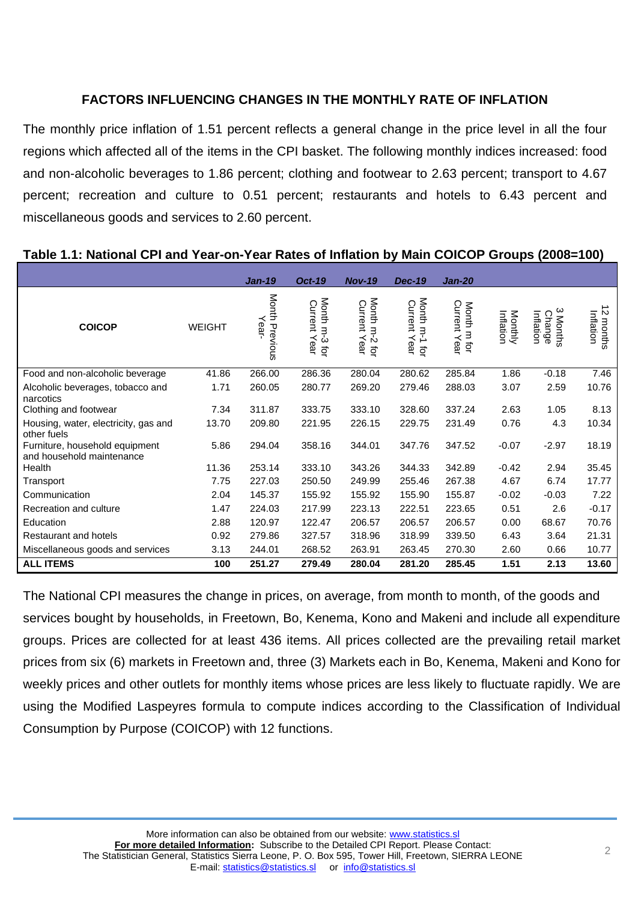## FACTORS INFLUENCING CHANGES IN THE MONTHLY RATE OF INFLATION

The monthly price inflation of 1.51 percent reflects a general change in the price level in all the four regions which affected all of the items in the CPI basket. The following monthly indices increased: food and non-alcoholic beverages to 1.86 percent; clothing and footwear to 2.63 percent; transport to 4.67 percent; recreation and culture to 0.51 percent; restaurants and hotels to 6.43 percent and miscellaneous goods and services to 2.60 percent.

**Table 1.1: National CPI and Year-on-Year Rates of Inflation by Main COICOP Groups (2008=100)**

| COICOP | WEIGHT | *Jan-19* Month Previous Year- | *Oct-19* Month m-3 for Current Year | *Nov-19* Month m-2 for Current Year | *Dec-19* Month m-1 for Current Year | *Jan-20* Month m for Current Year | Monthly Inflation | 3 Months Change Inflation | 12 months Inflation |
|---|---|---|---|---|---|---|---|---|---|
| Food and non-alcoholic beverage | 41.86 | 266.00 | 286.36 | 280.04 | 280.62 | 285.84 | 1.86 | -0.18 | 7.46 |
| Alcoholic beverages, tobacco and narcotics | 1.71 | 260.05 | 280.77 | 269.20 | 279.46 | 288.03 | 3.07 | 2.59 | 10.76 |
| Clothing and footwear | 7.34 | 311.87 | 333.75 | 333.10 | 328.60 | 337.24 | 2.63 | 1.05 | 8.13 |
| Housing, water, electricity, gas and other fuels | 13.70 | 209.80 | 221.95 | 226.15 | 229.75 | 231.49 | 0.76 | 4.3 | 10.34 |
| Furniture, household equipment and household maintenance | 5.86 | 294.04 | 358.16 | 344.01 | 347.76 | 347.52 | -0.07 | -2.97 | 18.19 |
| Health | 11.36 | 253.14 | 333.10 | 343.26 | 344.33 | 342.89 | -0.42 | 2.94 | 35.45 |
| Transport | 7.75 | 227.03 | 250.50 | 249.99 | 255.46 | 267.38 | 4.67 | 6.74 | 17.77 |
| Communication | 2.04 | 145.37 | 155.92 | 155.92 | 155.90 | 155.87 | -0.02 | -0.03 | 7.22 |
| Recreation and culture | 1.47 | 224.03 | 217.99 | 223.13 | 222.51 | 223.65 | 0.51 | 2.6 | -0.17 |
| Education | 2.88 | 120.97 | 122.47 | 206.57 | 206.57 | 206.57 | 0.00 | 68.67 | 70.76 |
| Restaurant and hotels | 0.92 | 279.86 | 327.57 | 318.96 | 318.99 | 339.50 | 6.43 | 3.64 | 21.31 |
| Miscellaneous goods and services | 3.13 | 244.01 | 268.52 | 263.91 | 263.45 | 270.30 | 2.60 | 0.66 | 10.77 |
| **ALL ITEMS** | **100** | **251.27** | **279.49** | **280.04** | **281.20** | **285.45** | **1.51** | **2.13** | **13.60** |

The National CPI measures the change in prices, on average, from month to month, of the goods and services bought by households, in Freetown, Bo, Kenema, Kono and Makeni and include all expenditure groups. Prices are collected for at least 436 items. All prices collected are the prevailing retail market prices from six (6) markets in Freetown and, three (3) Markets each in Bo, Kenema, Makeni and Kono for weekly prices and other outlets for monthly items whose prices are less likely to fluctuate rapidly. We are using the Modified Laspeyres formula to compute indices according to the Classification of Individual Consumption by Purpose (COICOP) with 12 functions.

More information can also be obtained from our website: www.statistics.sl
**For more detailed Information:** Subscribe to the Detailed CPI Report. Please Contact:
The Statistician General, Statistics Sierra Leone, P. O. Box 595, Tower Hill, Freetown, SIERRA LEONE
E-mail: statistics@statistics.sl or info@statistics.sl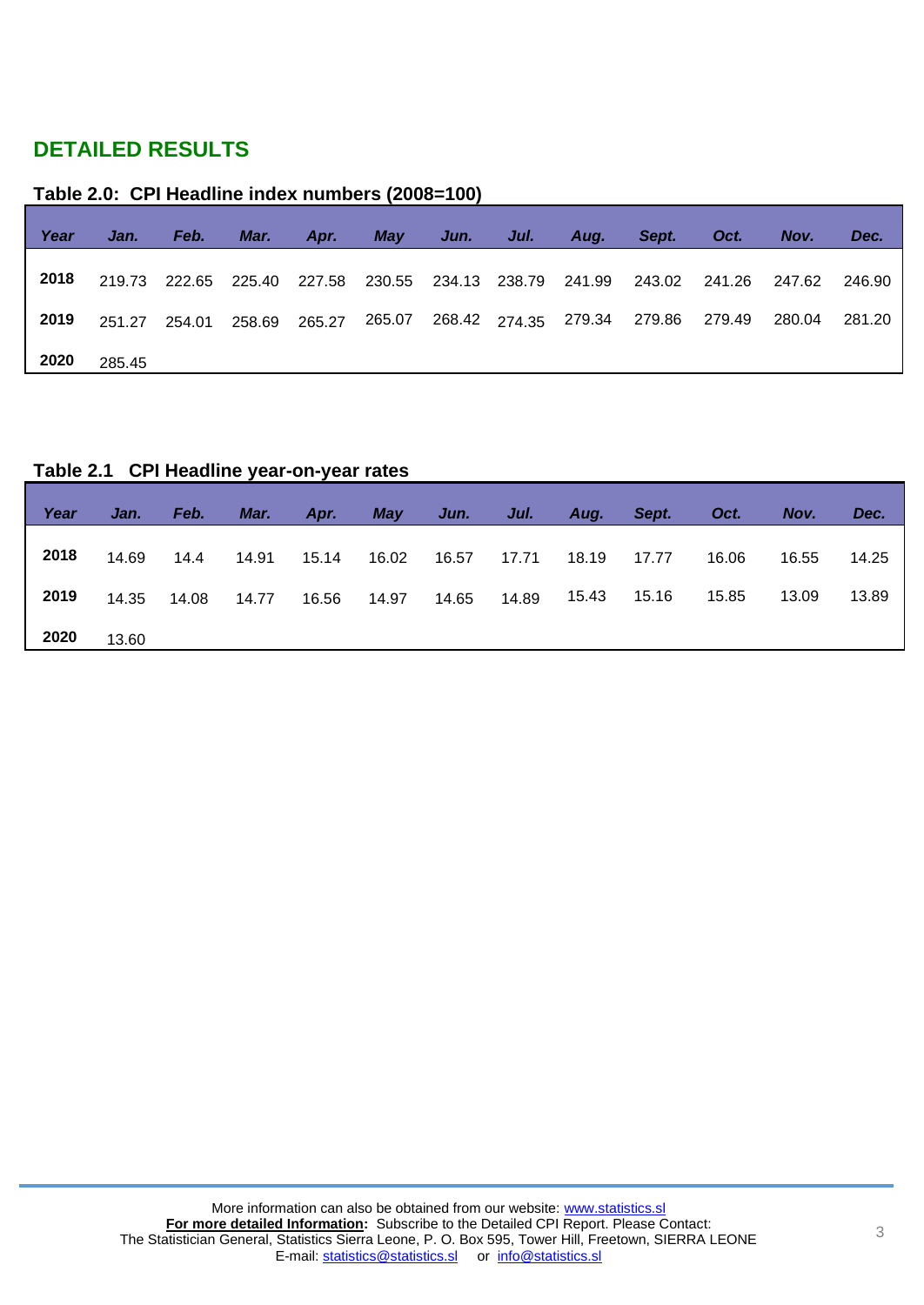## DETAILED RESULTS

**Table 2.0: CPI Headline index numbers (2008=100)**

| Year | Jan. | Feb. | Mar. | Apr. | May | Jun. | Jul. | Aug. | Sept. | Oct. | Nov. | Dec. |
|---|---|---|---|---|---|---|---|---|---|---|---|---|
| **2018** | 219.73 | 222.65 | 225.40 | 227.58 | 230.55 | 234.13 | 238.79 | 241.99 | 243.02 | 241.26 | 247.62 | 246.90 |
| **2019** | 251.27 | 254.01 | 258.69 | 265.27 | 265.07 | 268.42 | 274.35 | 279.34 | 279.86 | 279.49 | 280.04 | 281.20 |
| **2020** | 285.45 | | | | | | | | | | | |

**Table 2.1 CPI Headline year-on-year rates**

| Year | Jan. | Feb. | Mar. | Apr. | May | Jun. | Jul. | Aug. | Sept. | Oct. | Nov. | Dec. |
|---|---|---|---|---|---|---|---|---|---|---|---|---|
| **2018** | 14.69 | 14.4 | 14.91 | 15.14 | 16.02 | 16.57 | 17.71 | 18.19 | 17.77 | 16.06 | 16.55 | 14.25 |
| **2019** | 14.35 | 14.08 | 14.77 | 16.56 | 14.97 | 14.65 | 14.89 | 15.43 | 15.16 | 15.85 | 13.09 | 13.89 |
| **2020** | 13.60 | | | | | | | | | | | |

More information can also be obtained from our website: www.statistics.sl
**For more detailed Information:** Subscribe to the Detailed CPI Report. Please Contact:
The Statistician General, Statistics Sierra Leone, P. O. Box 595, Tower Hill, Freetown, SIERRA LEONE
E-mail: statistics@statistics.sl or info@statistics.sl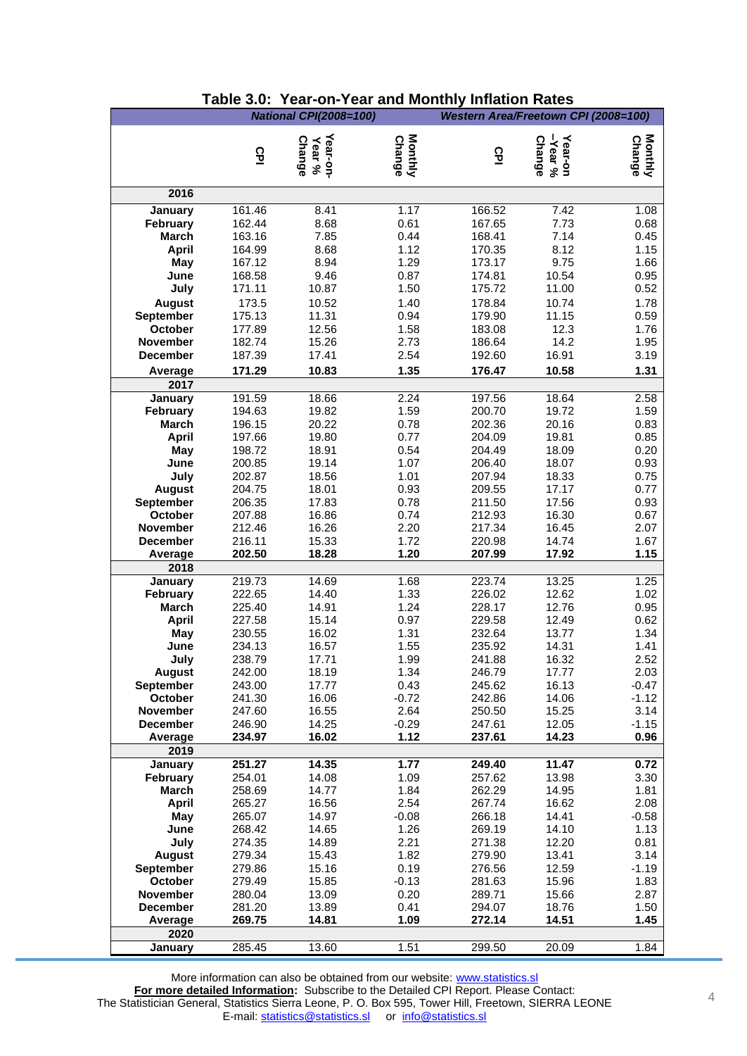# Table 3.0: Year-on-Year and Monthly Inflation Rates

| | *National CPI(2008=100)* | | | *Western Area/Freetown CPI (2008=100)* | | |
|---|---|---|---|---|---|---|
| | **CPI** | **Year-on-Year % Change** | **Monthly Change** | **CPI** | **Year-on –Year % Change** | **Monthly Change** |
| **2016** | | | | | | |
| **January** | 161.46 | 8.41 | 1.17 | 166.52 | 7.42 | 1.08 |
| **February** | 162.44 | 8.68 | 0.61 | 167.65 | 7.73 | 0.68 |
| **March** | 163.16 | 7.85 | 0.44 | 168.41 | 7.14 | 0.45 |
| **April** | 164.99 | 8.68 | 1.12 | 170.35 | 8.12 | 1.15 |
| **May** | 167.12 | 8.94 | 1.29 | 173.17 | 9.75 | 1.66 |
| **June** | 168.58 | 9.46 | 0.87 | 174.81 | 10.54 | 0.95 |
| **July** | 171.11 | 10.87 | 1.50 | 175.72 | 11.00 | 0.52 |
| **August** | 173.5 | 10.52 | 1.40 | 178.84 | 10.74 | 1.78 |
| **September** | 175.13 | 11.31 | 0.94 | 179.90 | 11.15 | 0.59 |
| **October** | 177.89 | 12.56 | 1.58 | 183.08 | 12.3 | 1.76 |
| **November** | 182.74 | 15.26 | 2.73 | 186.64 | 14.2 | 1.95 |
| **December** | 187.39 | 17.41 | 2.54 | 192.60 | 16.91 | 3.19 |
| **Average** | **171.29** | **10.83** | **1.35** | **176.47** | **10.58** | **1.31** |
| **2017** | | | | | | |
| **January** | 191.59 | 18.66 | 2.24 | 197.56 | 18.64 | 2.58 |
| **February** | 194.63 | 19.82 | 1.59 | 200.70 | 19.72 | 1.59 |
| **March** | 196.15 | 20.22 | 0.78 | 202.36 | 20.16 | 0.83 |
| **April** | 197.66 | 19.80 | 0.77 | 204.09 | 19.81 | 0.85 |
| **May** | 198.72 | 18.91 | 0.54 | 204.49 | 18.09 | 0.20 |
| **June** | 200.85 | 19.14 | 1.07 | 206.40 | 18.07 | 0.93 |
| **July** | 202.87 | 18.56 | 1.01 | 207.94 | 18.33 | 0.75 |
| **August** | 204.75 | 18.01 | 0.93 | 209.55 | 17.17 | 0.77 |
| **September** | 206.35 | 17.83 | 0.78 | 211.50 | 17.56 | 0.93 |
| **October** | 207.88 | 16.86 | 0.74 | 212.93 | 16.30 | 0.67 |
| **November** | 212.46 | 16.26 | 2.20 | 217.34 | 16.45 | 2.07 |
| **December** | 216.11 | 15.33 | 1.72 | 220.98 | 14.74 | 1.67 |
| **Average** | **202.50** | **18.28** | **1.20** | **207.99** | **17.92** | **1.15** |
| **2018** | | | | | | |
| **January** | 219.73 | 14.69 | 1.68 | 223.74 | 13.25 | 1.25 |
| **February** | 222.65 | 14.40 | 1.33 | 226.02 | 12.62 | 1.02 |
| **March** | 225.40 | 14.91 | 1.24 | 228.17 | 12.76 | 0.95 |
| **April** | 227.58 | 15.14 | 0.97 | 229.58 | 12.49 | 0.62 |
| **May** | 230.55 | 16.02 | 1.31 | 232.64 | 13.77 | 1.34 |
| **June** | 234.13 | 16.57 | 1.55 | 235.92 | 14.31 | 1.41 |
| **July** | 238.79 | 17.71 | 1.99 | 241.88 | 16.32 | 2.52 |
| **August** | 242.00 | 18.19 | 1.34 | 246.79 | 17.77 | 2.03 |
| **September** | 243.00 | 17.77 | 0.43 | 245.62 | 16.13 | -0.47 |
| **October** | 241.30 | 16.06 | -0.72 | 242.86 | 14.06 | -1.12 |
| **November** | 247.60 | 16.55 | 2.64 | 250.50 | 15.25 | 3.14 |
| **December** | 246.90 | 14.25 | -0.29 | 247.61 | 12.05 | -1.15 |
| **Average** | **234.97** | **16.02** | **1.12** | **237.61** | **14.23** | **0.96** |
| **2019** | | | | | | |
| **January** | **251.27** | **14.35** | **1.77** | **249.40** | **11.47** | **0.72** |
| **February** | 254.01 | 14.08 | 1.09 | 257.62 | 13.98 | 3.30 |
| **March** | 258.69 | 14.77 | 1.84 | 262.29 | 14.95 | 1.81 |
| **April** | 265.27 | 16.56 | 2.54 | 267.74 | 16.62 | 2.08 |
| **May** | 265.07 | 14.97 | -0.08 | 266.18 | 14.41 | -0.58 |
| **June** | 268.42 | 14.65 | 1.26 | 269.19 | 14.10 | 1.13 |
| **July** | 274.35 | 14.89 | 2.21 | 271.38 | 12.20 | 0.81 |
| **August** | 279.34 | 15.43 | 1.82 | 279.90 | 13.41 | 3.14 |
| **September** | 279.86 | 15.16 | 0.19 | 276.56 | 12.59 | -1.19 |
| **October** | 279.49 | 15.85 | -0.13 | 281.63 | 15.96 | 1.83 |
| **November** | 280.04 | 13.09 | 0.20 | 289.71 | 15.66 | 2.87 |
| **December** | 281.20 | 13.89 | 0.41 | 294.07 | 18.76 | 1.50 |
| **Average** | **269.75** | **14.81** | **1.09** | **272.14** | **14.51** | **1.45** |
| **2020** | | | | | | |
| **January** | 285.45 | 13.60 | 1.51 | 299.50 | 20.09 | 1.84 |

More information can also be obtained from our website: www.statistics.sl

**For more detailed Information:** Subscribe to the Detailed CPI Report. Please Contact:
The Statistician General, Statistics Sierra Leone, P. O. Box 595, Tower Hill, Freetown, SIERRA LEONE
E-mail: statistics@statistics.sl or info@statistics.sl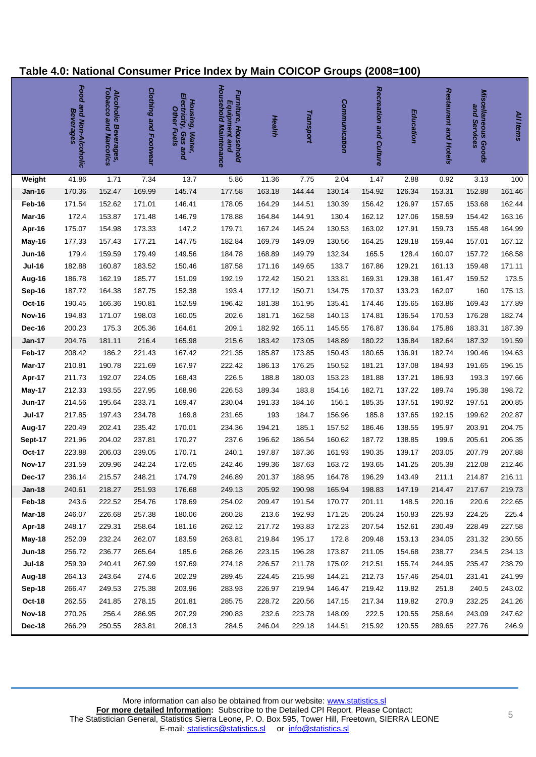## Table 4.0: National Consumer Price Index by Main COICOP Groups (2008=100)

| | Food and Non-Alcoholic Beverages | Alcoholic Beverages, Tobacco and Narcotics | Clothing and Footwear | Housing, Water, Electricity, Gas and Other Fuels | Furniture, Household Equipment and Household Maintenance | Health | Transport | Communication | Recreation and Culture | Education | Restaurant and Hotels | Miscellaneous Goods and Services | All Items |
|---|---|---|---|---|---|---|---|---|---|---|---|---|---|
| **Weight** | 41.86 | 1.71 | 7.34 | 13.7 | 5.86 | 11.36 | 7.75 | 2.04 | 1.47 | 2.88 | 0.92 | 3.13 | 100 |
| **Jan-16** | 170.36 | 152.47 | 169.99 | 145.74 | 177.58 | 163.18 | 144.44 | 130.14 | 154.92 | 126.34 | 153.31 | 152.88 | 161.46 |
| **Feb-16** | 171.54 | 152.62 | 171.01 | 146.41 | 178.05 | 164.29 | 144.51 | 130.39 | 156.42 | 126.97 | 157.65 | 153.68 | 162.44 |
| **Mar-16** | 172.4 | 153.87 | 171.48 | 146.79 | 178.88 | 164.84 | 144.91 | 130.4 | 162.12 | 127.06 | 158.59 | 154.42 | 163.16 |
| **Apr-16** | 175.07 | 154.98 | 173.33 | 147.2 | 179.71 | 167.24 | 145.24 | 130.53 | 163.02 | 127.91 | 159.73 | 155.48 | 164.99 |
| **May-16** | 177.33 | 157.43 | 177.21 | 147.75 | 182.84 | 169.79 | 149.09 | 130.56 | 164.25 | 128.18 | 159.44 | 157.01 | 167.12 |
| **Jun-16** | 179.4 | 159.59 | 179.49 | 149.56 | 184.78 | 168.89 | 149.79 | 132.34 | 165.5 | 128.4 | 160.07 | 157.72 | 168.58 |
| **Jul-16** | 182.88 | 160.87 | 183.52 | 150.46 | 187.58 | 171.16 | 149.65 | 133.7 | 167.86 | 129.21 | 161.13 | 159.48 | 171.11 |
| **Aug-16** | 186.78 | 162.19 | 185.77 | 151.09 | 192.19 | 172.42 | 150.21 | 133.81 | 169.31 | 129.38 | 161.47 | 159.52 | 173.5 |
| **Sep-16** | 187.72 | 164.38 | 187.75 | 152.38 | 193.4 | 177.12 | 150.71 | 134.75 | 170.37 | 133.23 | 162.07 | 160 | 175.13 |
| **Oct-16** | 190.45 | 166.36 | 190.81 | 152.59 | 196.42 | 181.38 | 151.95 | 135.41 | 174.46 | 135.65 | 163.86 | 169.43 | 177.89 |
| **Nov-16** | 194.83 | 171.07 | 198.03 | 160.05 | 202.6 | 181.71 | 162.58 | 140.13 | 174.81 | 136.54 | 170.53 | 176.28 | 182.74 |
| **Dec-16** | 200.23 | 175.3 | 205.36 | 164.61 | 209.1 | 182.92 | 165.11 | 145.55 | 176.87 | 136.64 | 175.86 | 183.31 | 187.39 |
| **Jan-17** | 204.76 | 181.11 | 216.4 | 165.98 | 215.6 | 183.42 | 173.05 | 148.89 | 180.22 | 136.84 | 182.64 | 187.32 | 191.59 |
| **Feb-17** | 208.42 | 186.2 | 221.43 | 167.42 | 221.35 | 185.87 | 173.85 | 150.43 | 180.65 | 136.91 | 182.74 | 190.46 | 194.63 |
| **Mar-17** | 210.81 | 190.78 | 221.69 | 167.97 | 222.42 | 186.13 | 176.25 | 150.52 | 181.21 | 137.08 | 184.93 | 191.65 | 196.15 |
| **Apr-17** | 211.73 | 192.07 | 224.05 | 168.43 | 226.5 | 188.8 | 180.03 | 153.23 | 181.88 | 137.21 | 186.93 | 193.3 | 197.66 |
| **May-17** | 212.33 | 193.55 | 227.95 | 168.96 | 226.53 | 189.34 | 183.8 | 154.16 | 182.71 | 137.22 | 189.74 | 195.38 | 198.72 |
| **Jun-17** | 214.56 | 195.64 | 233.71 | 169.47 | 230.04 | 191.33 | 184.16 | 156.1 | 185.35 | 137.51 | 190.92 | 197.51 | 200.85 |
| **Jul-17** | 217.85 | 197.43 | 234.78 | 169.8 | 231.65 | 193 | 184.7 | 156.96 | 185.8 | 137.65 | 192.15 | 199.62 | 202.87 |
| **Aug-17** | 220.49 | 202.41 | 235.42 | 170.01 | 234.36 | 194.21 | 185.1 | 157.52 | 186.46 | 138.55 | 195.97 | 203.91 | 204.75 |
| **Sept-17** | 221.96 | 204.02 | 237.81 | 170.27 | 237.6 | 196.62 | 186.54 | 160.62 | 187.72 | 138.85 | 199.6 | 205.61 | 206.35 |
| **Oct-17** | 223.88 | 206.03 | 239.05 | 170.71 | 240.1 | 197.87 | 187.36 | 161.93 | 190.35 | 139.17 | 203.05 | 207.79 | 207.88 |
| **Nov-17** | 231.59 | 209.96 | 242.24 | 172.65 | 242.46 | 199.36 | 187.63 | 163.72 | 193.65 | 141.25 | 205.38 | 212.08 | 212.46 |
| **Dec-17** | 236.14 | 215.57 | 248.21 | 174.79 | 246.89 | 201.37 | 188.95 | 164.78 | 196.29 | 143.49 | 211.1 | 214.87 | 216.11 |
| **Jan-18** | 240.61 | 218.27 | 251.93 | 176.68 | 249.13 | 205.92 | 190.98 | 165.94 | 198.83 | 147.19 | 214.47 | 217.67 | 219.73 |
| **Feb-18** | 243.6 | 222.52 | 254.76 | 178.69 | 254.02 | 209.47 | 191.54 | 170.77 | 201.11 | 148.5 | 220.16 | 220.6 | 222.65 |
| **Mar-18** | 246.07 | 226.68 | 257.38 | 180.06 | 260.28 | 213.6 | 192.93 | 171.25 | 205.24 | 150.83 | 225.93 | 224.25 | 225.4 |
| **Apr-18** | 248.17 | 229.31 | 258.64 | 181.16 | 262.12 | 217.72 | 193.83 | 172.23 | 207.54 | 152.61 | 230.49 | 228.49 | 227.58 |
| **May-18** | 252.09 | 232.24 | 262.07 | 183.59 | 263.81 | 219.84 | 195.17 | 172.8 | 209.48 | 153.13 | 234.05 | 231.32 | 230.55 |
| **Jun-18** | 256.72 | 236.77 | 265.64 | 185.6 | 268.26 | 223.15 | 196.28 | 173.87 | 211.05 | 154.68 | 238.77 | 234.5 | 234.13 |
| **Jul-18** | 259.39 | 240.41 | 267.99 | 197.69 | 274.18 | 226.57 | 211.78 | 175.02 | 212.51 | 155.74 | 244.95 | 235.47 | 238.79 |
| **Aug-18** | 264.13 | 243.64 | 274.6 | 202.29 | 289.45 | 224.45 | 215.98 | 144.21 | 212.73 | 157.46 | 254.01 | 231.41 | 241.99 |
| **Sep-18** | 266.47 | 249.53 | 275.38 | 203.96 | 283.93 | 226.97 | 219.94 | 146.47 | 219.42 | 119.82 | 251.8 | 240.5 | 243.02 |
| **Oct-18** | 262.55 | 241.85 | 278.15 | 201.81 | 285.75 | 228.72 | 220.56 | 147.15 | 217.34 | 119.82 | 270.9 | 232.25 | 241.26 |
| **Nov-18** | 270.26 | 256.4 | 286.95 | 207.29 | 290.83 | 232.6 | 223.78 | 148.09 | 222.5 | 120.55 | 258.64 | 243.09 | 247.62 |
| **Dec-18** | 266.29 | 250.55 | 283.81 | 208.13 | 284.5 | 246.04 | 229.18 | 144.51 | 215.92 | 120.55 | 289.65 | 227.76 | 246.9 |

More information can also be obtained from our website: www.statistics.sl
**For more detailed Information**: Subscribe to the Detailed CPI Report. Please Contact:
The Statistician General, Statistics Sierra Leone, P. O. Box 595, Tower Hill, Freetown, SIERRA LEONE
E-mail: statistics@statistics.sl or info@statistics.sl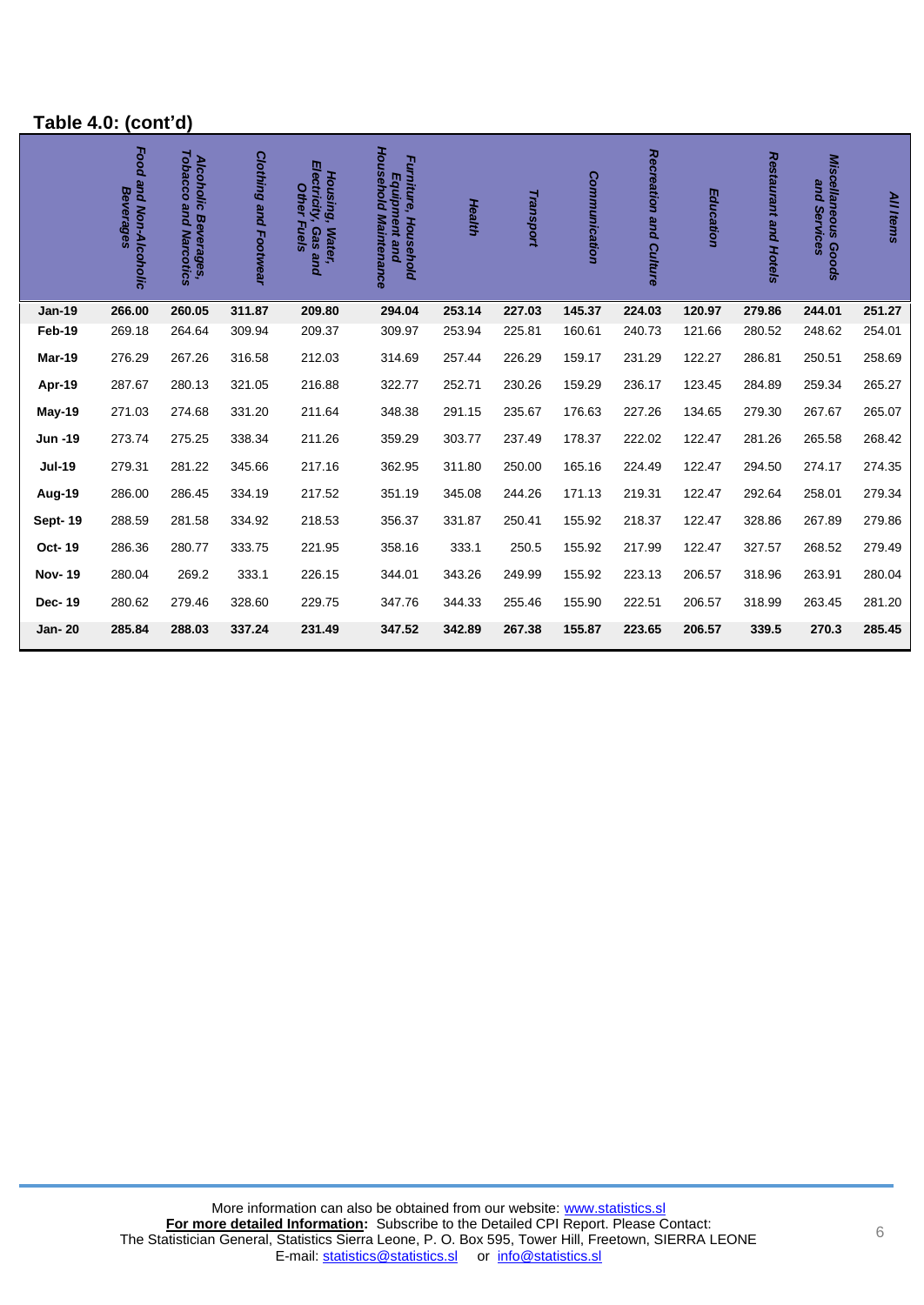## Table 4.0: (cont'd)

| | Food and Non-Alcoholic Beverages | Alcoholic Beverages, Tobacco and Narcotics | Clothing and Footwear | Housing, Water, Electricity, Gas and Other Fuels | Furniture, Household Equipment and Household Maintenance | Health | Transport | Communication | Recreation and Culture | Education | Restaurant and Hotels | Miscellaneous Goods and Services | All Items |
|---|---|---|---|---|---|---|---|---|---|---|---|---|---|
| **Jan-19** | **266.00** | **260.05** | **311.87** | **209.80** | **294.04** | **253.14** | **227.03** | **145.37** | **224.03** | **120.97** | **279.86** | **244.01** | **251.27** |
| **Feb-19** | 269.18 | 264.64 | 309.94 | 209.37 | 309.97 | 253.94 | 225.81 | 160.61 | 240.73 | 121.66 | 280.52 | 248.62 | 254.01 |
| **Mar-19** | 276.29 | 267.26 | 316.58 | 212.03 | 314.69 | 257.44 | 226.29 | 159.17 | 231.29 | 122.27 | 286.81 | 250.51 | 258.69 |
| **Apr-19** | 287.67 | 280.13 | 321.05 | 216.88 | 322.77 | 252.71 | 230.26 | 159.29 | 236.17 | 123.45 | 284.89 | 259.34 | 265.27 |
| **May-19** | 271.03 | 274.68 | 331.20 | 211.64 | 348.38 | 291.15 | 235.67 | 176.63 | 227.26 | 134.65 | 279.30 | 267.67 | 265.07 |
| **Jun -19** | 273.74 | 275.25 | 338.34 | 211.26 | 359.29 | 303.77 | 237.49 | 178.37 | 222.02 | 122.47 | 281.26 | 265.58 | 268.42 |
| **Jul-19** | 279.31 | 281.22 | 345.66 | 217.16 | 362.95 | 311.80 | 250.00 | 165.16 | 224.49 | 122.47 | 294.50 | 274.17 | 274.35 |
| **Aug-19** | 286.00 | 286.45 | 334.19 | 217.52 | 351.19 | 345.08 | 244.26 | 171.13 | 219.31 | 122.47 | 292.64 | 258.01 | 279.34 |
| **Sept- 19** | 288.59 | 281.58 | 334.92 | 218.53 | 356.37 | 331.87 | 250.41 | 155.92 | 218.37 | 122.47 | 328.86 | 267.89 | 279.86 |
| **Oct- 19** | 286.36 | 280.77 | 333.75 | 221.95 | 358.16 | 333.1 | 250.5 | 155.92 | 217.99 | 122.47 | 327.57 | 268.52 | 279.49 |
| **Nov- 19** | 280.04 | 269.2 | 333.1 | 226.15 | 344.01 | 343.26 | 249.99 | 155.92 | 223.13 | 206.57 | 318.96 | 263.91 | 280.04 |
| **Dec- 19** | 280.62 | 279.46 | 328.60 | 229.75 | 347.76 | 344.33 | 255.46 | 155.90 | 222.51 | 206.57 | 318.99 | 263.45 | 281.20 |
| **Jan- 20** | **285.84** | **288.03** | **337.24** | **231.49** | **347.52** | **342.89** | **267.38** | **155.87** | **223.65** | **206.57** | **339.5** | **270.3** | **285.45** |

More information can also be obtained from our website: www.statistics.sl
**For more detailed Information:** Subscribe to the Detailed CPI Report. Please Contact:
The Statistician General, Statistics Sierra Leone, P. O. Box 595, Tower Hill, Freetown, SIERRA LEONE
E-mail: statistics@statistics.sl or info@statistics.sl